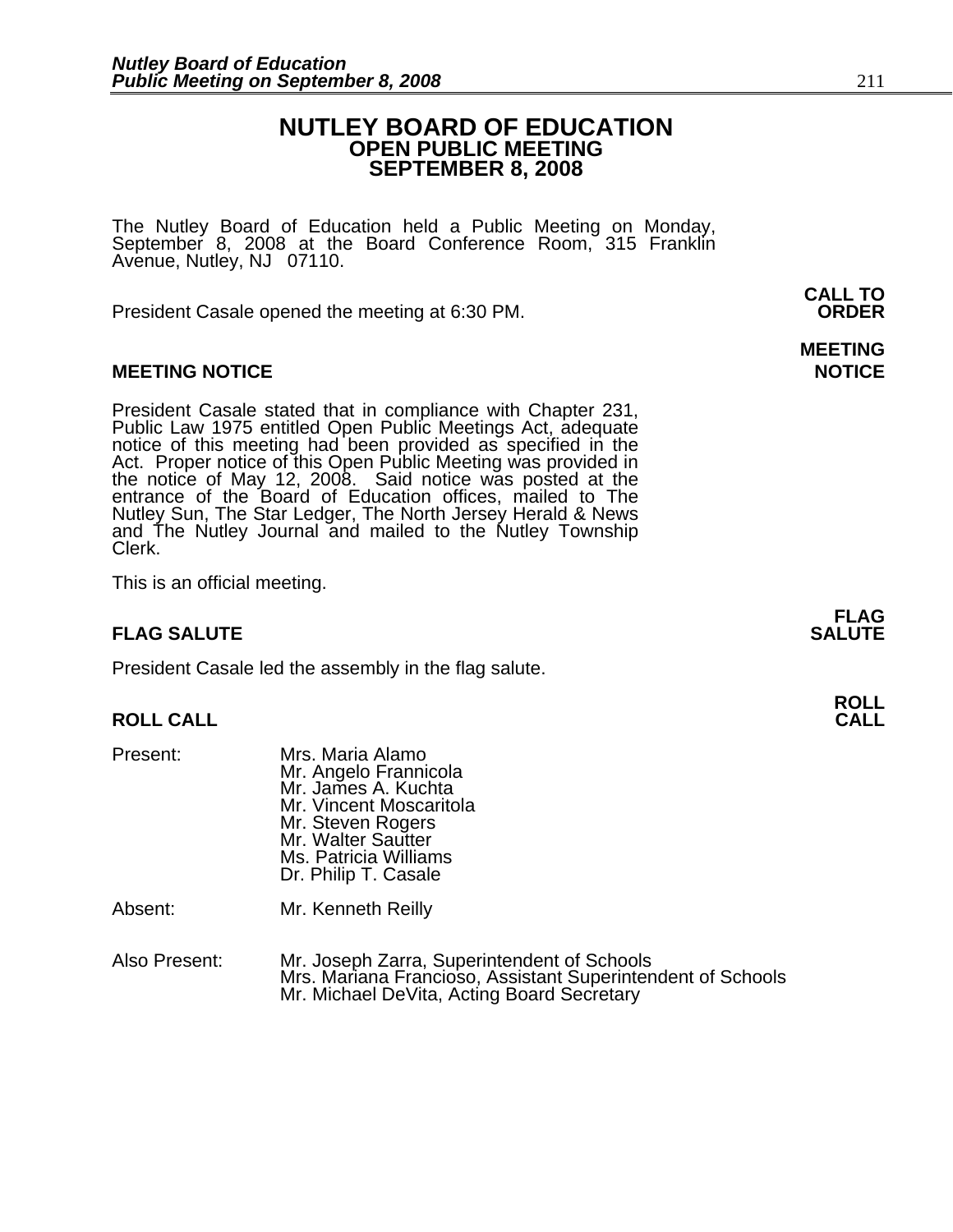# NUTLEY BOARD OF EDUCATION
## OPEN PUBLIC MEETING
## SEPTEMBER 8, 2008

The Nutley Board of Education held a Public Meeting on Monday, September 8, 2008 at the Board Conference Room, 315 Franklin Avenue, Nutley, NJ 07110.

**CALL TO ORDER**

President Casale opened the meeting at 6:30 PM.

**MEETING NOTICE**

President Casale stated that in compliance with Chapter 231, Public Law 1975 entitled Open Public Meetings Act, adequate notice of this meeting had been provided as specified in the Act. Proper notice of this Open Public Meeting was provided in the notice of May 12, 2008. Said notice was posted at the entrance of the Board of Education offices, mailed to The Nutley Sun, The Star Ledger, The North Jersey Herald & News and The Nutley Journal and mailed to the Nutley Township Clerk.

This is an official meeting.

**FLAG SALUTE**

President Casale led the assembly in the flag salute.

**ROLL CALL**

Present:
- Mrs. Maria Alamo
- Mr. Angelo Frannicola
- Mr. James A. Kuchta
- Mr. Vincent Moscaritola
- Mr. Steven Rogers
- Mr. Walter Sautter
- Ms. Patricia Williams
- Dr. Philip T. Casale

Absent:
- Mr. Kenneth Reilly

Also Present:
- Mr. Joseph Zarra, Superintendent of Schools
- Mrs. Mariana Francioso, Assistant Superintendent of Schools
- Mr. Michael DeVita, Acting Board Secretary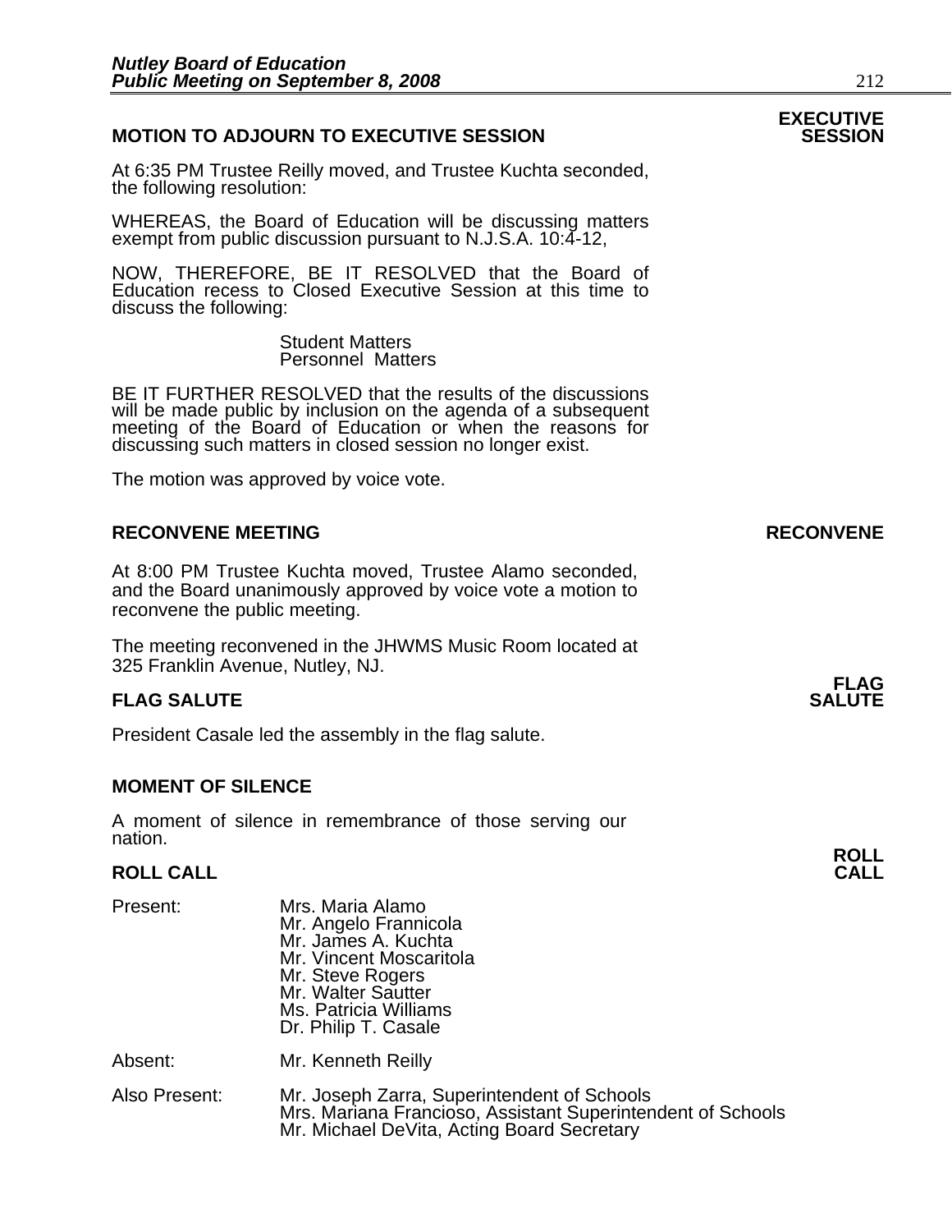## MOTION TO ADJOURN TO EXECUTIVE SESSION

**EXECUTIVE SESSION**

At 6:35 PM Trustee Reilly moved, and Trustee Kuchta seconded, the following resolution:

WHEREAS, the Board of Education will be discussing matters exempt from public discussion pursuant to N.J.S.A. 10:4-12,

NOW, THEREFORE, BE IT RESOLVED that the Board of Education recess to Closed Executive Session at this time to discuss the following:

Student Matters
Personnel Matters

BE IT FURTHER RESOLVED that the results of the discussions will be made public by inclusion on the agenda of a subsequent meeting of the Board of Education or when the reasons for discussing such matters in closed session no longer exist.

The motion was approved by voice vote.

## RECONVENE MEETING

**RECONVENE**

At 8:00 PM Trustee Kuchta moved, Trustee Alamo seconded, and the Board unanimously approved by voice vote a motion to reconvene the public meeting.

The meeting reconvened in the JHWMS Music Room located at 325 Franklin Avenue, Nutley, NJ.

## FLAG SALUTE

**FLAG SALUTE**

President Casale led the assembly in the flag salute.

## MOMENT OF SILENCE

A moment of silence in remembrance of those serving our nation.

## ROLL CALL

**ROLL CALL**

Present:
Mrs. Maria Alamo
Mr. Angelo Frannicola
Mr. James A. Kuchta
Mr. Vincent Moscaritola
Mr. Steve Rogers
Mr. Walter Sautter
Ms. Patricia Williams
Dr. Philip T. Casale

Absent: Mr. Kenneth Reilly

Also Present:
Mr. Joseph Zarra, Superintendent of Schools
Mrs. Mariana Francioso, Assistant Superintendent of Schools
Mr. Michael DeVita, Acting Board Secretary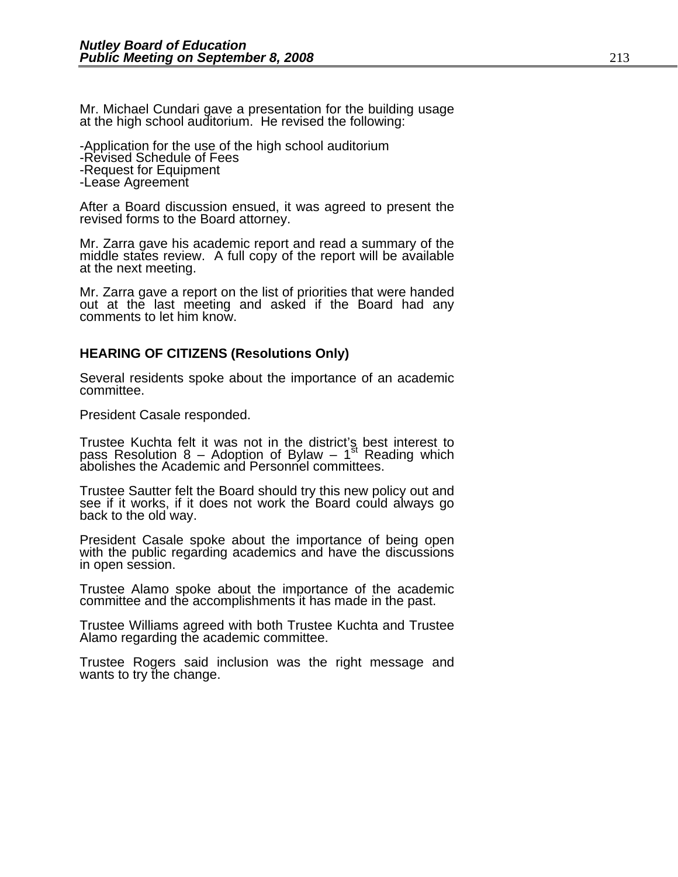Mr. Michael Cundari gave a presentation for the building usage at the high school auditorium. He revised the following:

-Application for the use of the high school auditorium
-Revised Schedule of Fees
-Request for Equipment
-Lease Agreement

After a Board discussion ensued, it was agreed to present the revised forms to the Board attorney.

Mr. Zarra gave his academic report and read a summary of the middle states review. A full copy of the report will be available at the next meeting.

Mr. Zarra gave a report on the list of priorities that were handed out at the last meeting and asked if the Board had any comments to let him know.

**HEARING OF CITIZENS (Resolutions Only)**

Several residents spoke about the importance of an academic committee.

President Casale responded.

Trustee Kuchta felt it was not in the district's best interest to pass Resolution 8 – Adoption of Bylaw – 1st Reading which abolishes the Academic and Personnel committees.

Trustee Sautter felt the Board should try this new policy out and see if it works, if it does not work the Board could always go back to the old way.

President Casale spoke about the importance of being open with the public regarding academics and have the discussions in open session.

Trustee Alamo spoke about the importance of the academic committee and the accomplishments it has made in the past.

Trustee Williams agreed with both Trustee Kuchta and Trustee Alamo regarding the academic committee.

Trustee Rogers said inclusion was the right message and wants to try the change.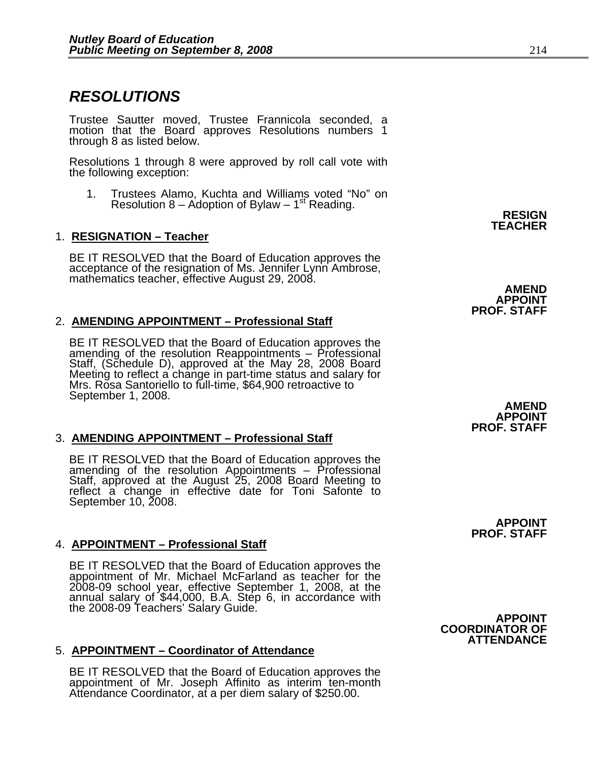# RESOLUTIONS

Trustee Sautter moved, Trustee Frannicola seconded, a motion that the Board approves Resolutions numbers 1 through 8 as listed below.

Resolutions 1 through 8 were approved by roll call vote with the following exception:

1. Trustees Alamo, Kuchta and Williams voted "No" on Resolution 8 – Adoption of Bylaw – 1st Reading.

**RESIGN TEACHER**

1. **RESIGNATION – Teacher**

   BE IT RESOLVED that the Board of Education approves the acceptance of the resignation of Ms. Jennifer Lynn Ambrose, mathematics teacher, effective August 29, 2008.

**AMEND APPOINT PROF. STAFF**

2. **AMENDING APPOINTMENT – Professional Staff**

   BE IT RESOLVED that the Board of Education approves the amending of the resolution Reappointments – Professional Staff, (Schedule D), approved at the May 28, 2008 Board Meeting to reflect a change in part-time status and salary for Mrs. Rosa Santoriello to full-time, $64,900 retroactive to September 1, 2008.

**AMEND APPOINT PROF. STAFF**

3. **AMENDING APPOINTMENT – Professional Staff**

   BE IT RESOLVED that the Board of Education approves the amending of the resolution Appointments – Professional Staff, approved at the August 25, 2008 Board Meeting to reflect a change in effective date for Toni Safonte to September 10, 2008.

**APPOINT PROF. STAFF**

4. **APPOINTMENT – Professional Staff**

   BE IT RESOLVED that the Board of Education approves the appointment of Mr. Michael McFarland as teacher for the 2008-09 school year, effective September 1, 2008, at the annual salary of $44,000, B.A. Step 6, in accordance with the 2008-09 Teachers' Salary Guide.

**APPOINT COORDINATOR OF ATTENDANCE**

5. **APPOINTMENT – Coordinator of Attendance**

   BE IT RESOLVED that the Board of Education approves the appointment of Mr. Joseph Affinito as interim ten-month Attendance Coordinator, at a per diem salary of $250.00.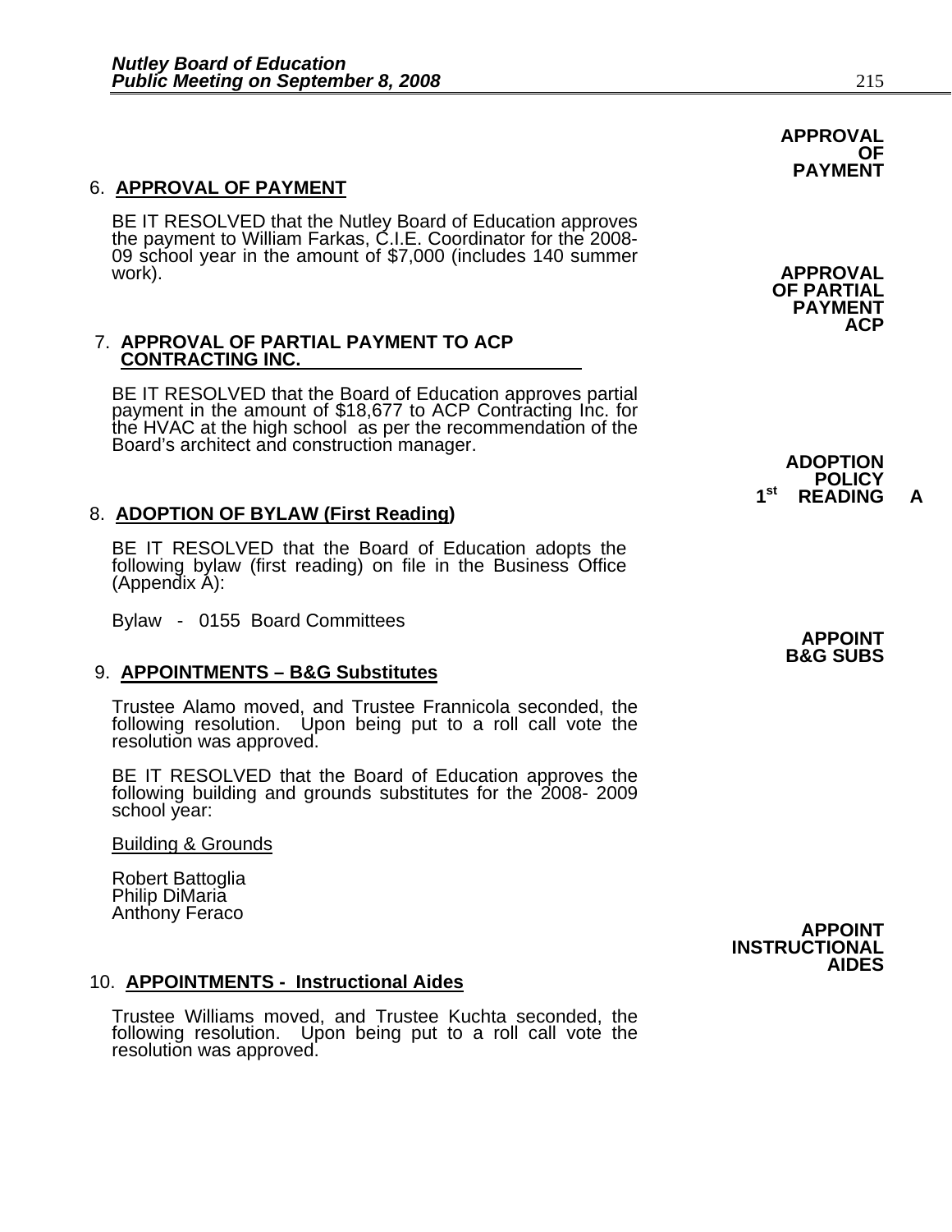**APPROVAL OF PAYMENT**

6. **APPROVAL OF PAYMENT**

BE IT RESOLVED that the Nutley Board of Education approves the payment to William Farkas, C.I.E. Coordinator for the 2008-09 school year in the amount of $7,000 (includes 140 summer work).

**APPROVAL OF PARTIAL PAYMENT ACP**

7. **APPROVAL OF PARTIAL PAYMENT TO ACP CONTRACTING INC.**

BE IT RESOLVED that the Board of Education approves partial payment in the amount of $18,677 to ACP Contracting Inc. for the HVAC at the high school as per the recommendation of the Board's architect and construction manager.

**ADOPTION POLICY 1st READING A**

8. **ADOPTION OF BYLAW (First Reading)**

BE IT RESOLVED that the Board of Education adopts the following bylaw (first reading) on file in the Business Office (Appendix A):

Bylaw - 0155 Board Committees

**APPOINT B&G SUBS**

9. **APPOINTMENTS – B&G Substitutes**

Trustee Alamo moved, and Trustee Frannicola seconded, the following resolution. Upon being put to a roll call vote the resolution was approved.

BE IT RESOLVED that the Board of Education approves the following building and grounds substitutes for the 2008- 2009 school year:

Building & Grounds

Robert Battoglia
Philip DiMaria
Anthony Feraco

**APPOINT INSTRUCTIONAL AIDES**

10. **APPOINTMENTS - Instructional Aides**

Trustee Williams moved, and Trustee Kuchta seconded, the following resolution. Upon being put to a roll call vote the resolution was approved.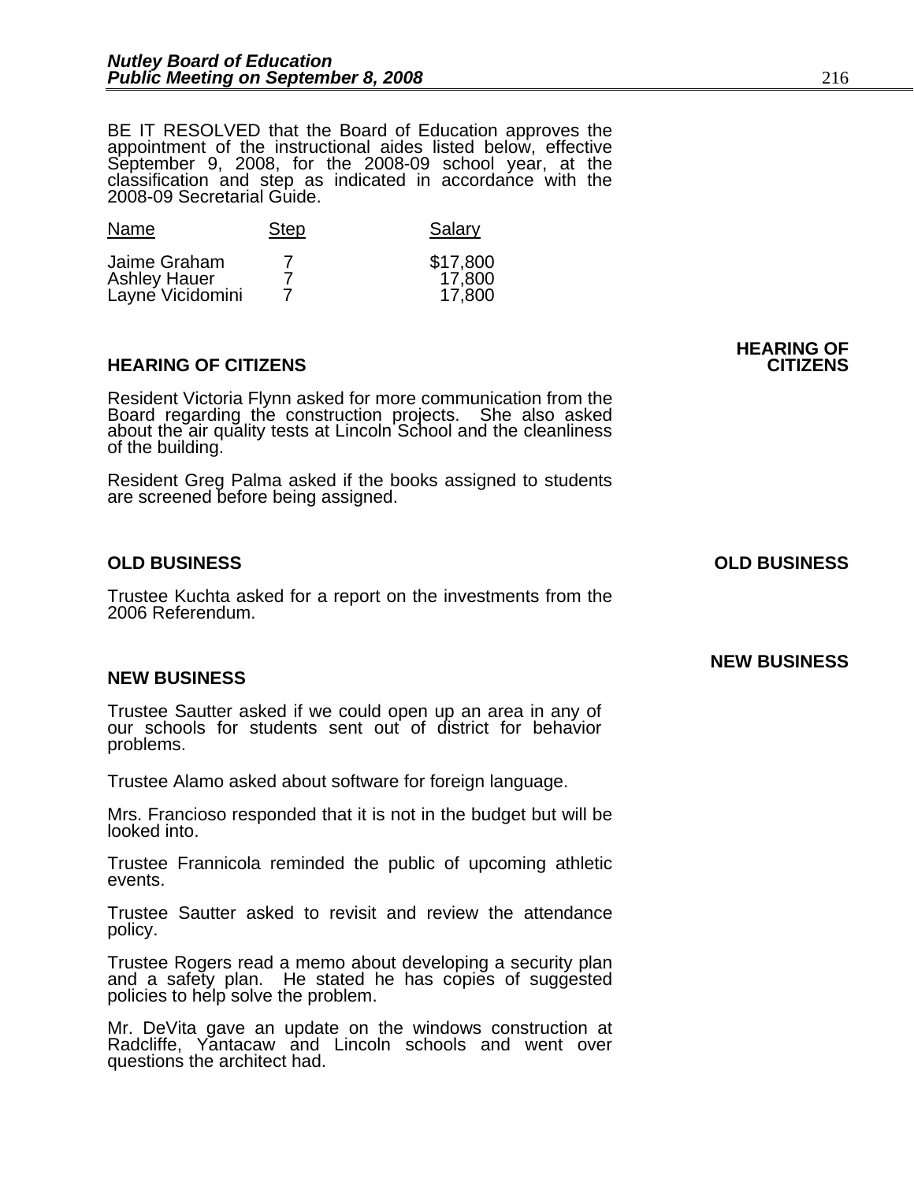BE IT RESOLVED that the Board of Education approves the appointment of the instructional aides listed below, effective September 9, 2008, for the 2008-09 school year, at the classification and step as indicated in accordance with the 2008-09 Secretarial Guide.

| Name | Step | Salary |
|---|---|---|
| Jaime Graham | 7 | $17,800 |
| Ashley Hauer | 7 | 17,800 |
| Layne Vicidomini | 7 | 17,800 |

## HEARING OF CITIZENS

Resident Victoria Flynn asked for more communication from the Board regarding the construction projects. She also asked about the air quality tests at Lincoln School and the cleanliness of the building.

Resident Greg Palma asked if the books assigned to students are screened before being assigned.

## OLD BUSINESS

Trustee Kuchta asked for a report on the investments from the 2006 Referendum.

## NEW BUSINESS

Trustee Sautter asked if we could open up an area in any of our schools for students sent out of district for behavior problems.

Trustee Alamo asked about software for foreign language.

Mrs. Francioso responded that it is not in the budget but will be looked into.

Trustee Frannicola reminded the public of upcoming athletic events.

Trustee Sautter asked to revisit and review the attendance policy.

Trustee Rogers read a memo about developing a security plan and a safety plan. He stated he has copies of suggested policies to help solve the problem.

Mr. DeVita gave an update on the windows construction at Radcliffe, Yantacaw and Lincoln schools and went over questions the architect had.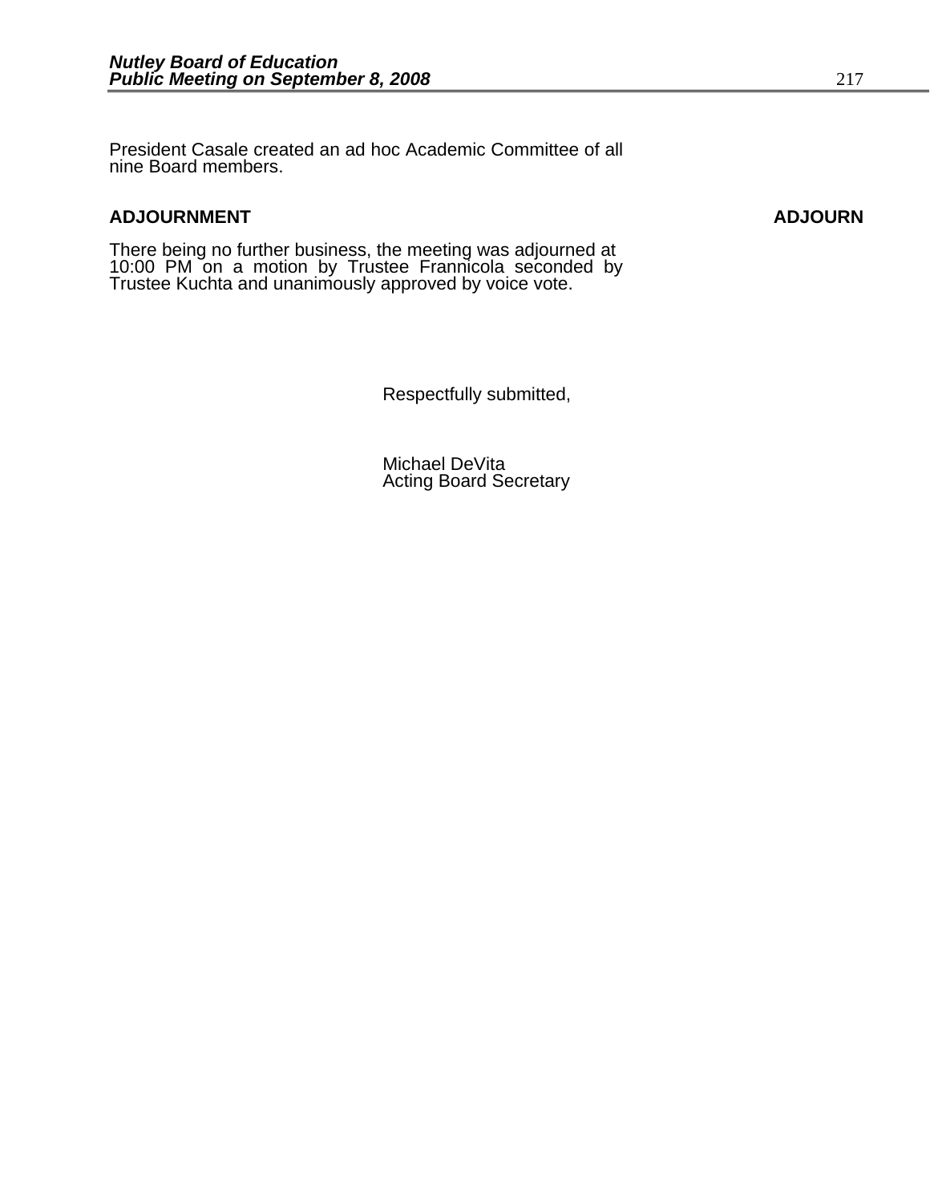President Casale created an ad hoc Academic Committee of all nine Board members.

**ADJOURNMENT** **ADJOURN**

There being no further business, the meeting was adjourned at 10:00 PM on a motion by Trustee Frannicola seconded by Trustee Kuchta and unanimously approved by voice vote.

Respectfully submitted,

Michael DeVita
Acting Board Secretary